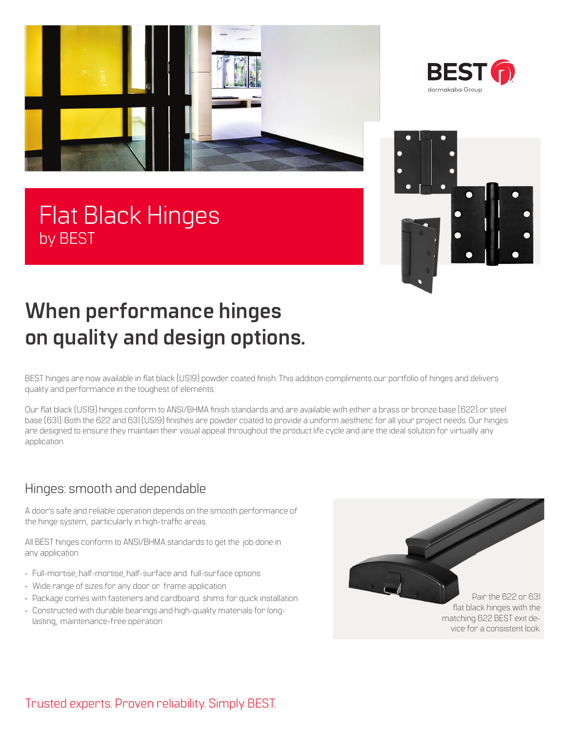BEST
dormakaba Group

# Flat Black Hinges
by BEST

## When performance hinges on quality and design options.

BEST hinges are now available in flat black (US19) powder coated finish. This addition compliments our portfolio of hinges and delivers quality and performance in the toughest of elements.

Our flat black (US19) hinges conform to ANSI/BHMA finish standards and are available with either a brass or bronze base (622) or steel base (631). Both the 622 and 631 (US19) finishes are powder coated to provide a uniform aesthetic for all your project needs. Our hinges are designed to ensure they maintain their visual appeal throughout the product life cycle and are the ideal solution for virtually any application.

### Hinges: smooth and dependable

A door's safe and reliable operation depends on the smooth performance of the hinge system, particularly in high-traffic areas.

All BEST hinges conform to ANSI/BHMA standards to get the job done in any application.

- Full-mortise, half-mortise, half-surface and full-surface options
- Wide range of sizes for any door or frame application
- Package comes with fasteners and cardboard shims for quick installation
- Constructed with durable bearings and high-quality materials for long-lasting, maintenance-free operation

Pair the 622 or 631 flat black hinges with the matching 622 BEST exit device for a consistent look.

Trusted experts. Proven reliability. Simply BEST.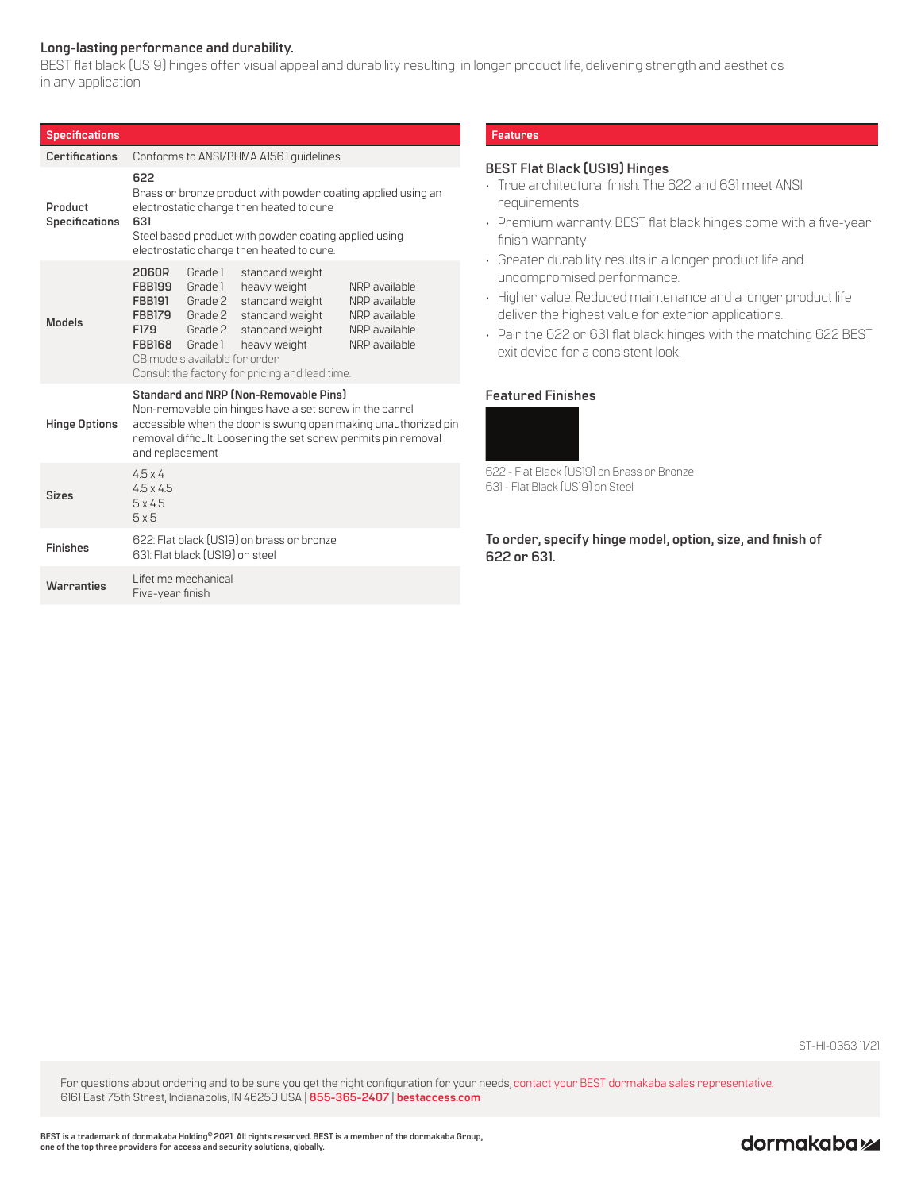**Long-lasting performance and durability.**

BEST flat black (US19) hinges offer visual appeal and durability resulting in longer product life, delivering strength and aesthetics in any application

## Specifications

| | |
|---|---|
| **Certifications** | Conforms to ANSI/BHMA A156.1 guidelines |
| **Product Specifications** | **622**<br>Brass or bronze product with powder coating applied using an electrostatic charge then heated to cure<br>**631**<br>Steel based product with powder coating applied using electrostatic charge then heated to cure. |
| **Models** | **2060R** Grade 1 standard weight<br>**FBB199** Grade 1 heavy weight NRP available<br>**FBB191** Grade 2 standard weight NRP available<br>**FBB179** Grade 2 standard weight NRP available<br>**F179** Grade 2 standard weight NRP available<br>**FBB168** Grade 1 heavy weight NRP available<br>CB models available for order.<br>Consult the factory for pricing and lead time. |
| **Hinge Options** | **Standard and NRP (Non-Removable Pins)**<br>Non-removable pin hinges have a set screw in the barrel accessible when the door is swung open making unauthorized pin removal difficult. Loosening the set screw permits pin removal and replacement |
| **Sizes** | 4.5 x 4<br>4.5 x 4.5<br>5 x 4.5<br>5 x 5 |
| **Finishes** | 622: Flat black (US19) on brass or bronze<br>631: Flat black (US19) on steel |
| **Warranties** | Lifetime mechanical<br>Five-year finish |

## Features

### BEST Flat Black (US19) Hinges

- True architectural finish. The 622 and 631 meet ANSI requirements.
- Premium warranty. BEST flat black hinges come with a five-year finish warranty
- Greater durability results in a longer product life and uncompromised performance.
- Higher value. Reduced maintenance and a longer product life deliver the highest value for exterior applications.
- Pair the 622 or 631 flat black hinges with the matching 622 BEST exit device for a consistent look.

### Featured Finishes

622 - Flat Black (US19) on Brass or Bronze
631 - Flat Black (US19) on Steel

**To order, specify hinge model, option, size, and finish of 622 or 631.**

ST-HI-0353 11/21

For questions about ordering and to be sure you get the right configuration for your needs, contact your BEST dormakaba sales representative.
6161 East 75th Street, Indianapolis, IN 46250 USA | **855-365-2407** | **bestaccess.com**

**BEST is a trademark of dormakaba Holding® 2021 All rights reserved. BEST is a member of the dormakaba Group, one of the top three providers for access and security solutions, globally.**

dormakaba